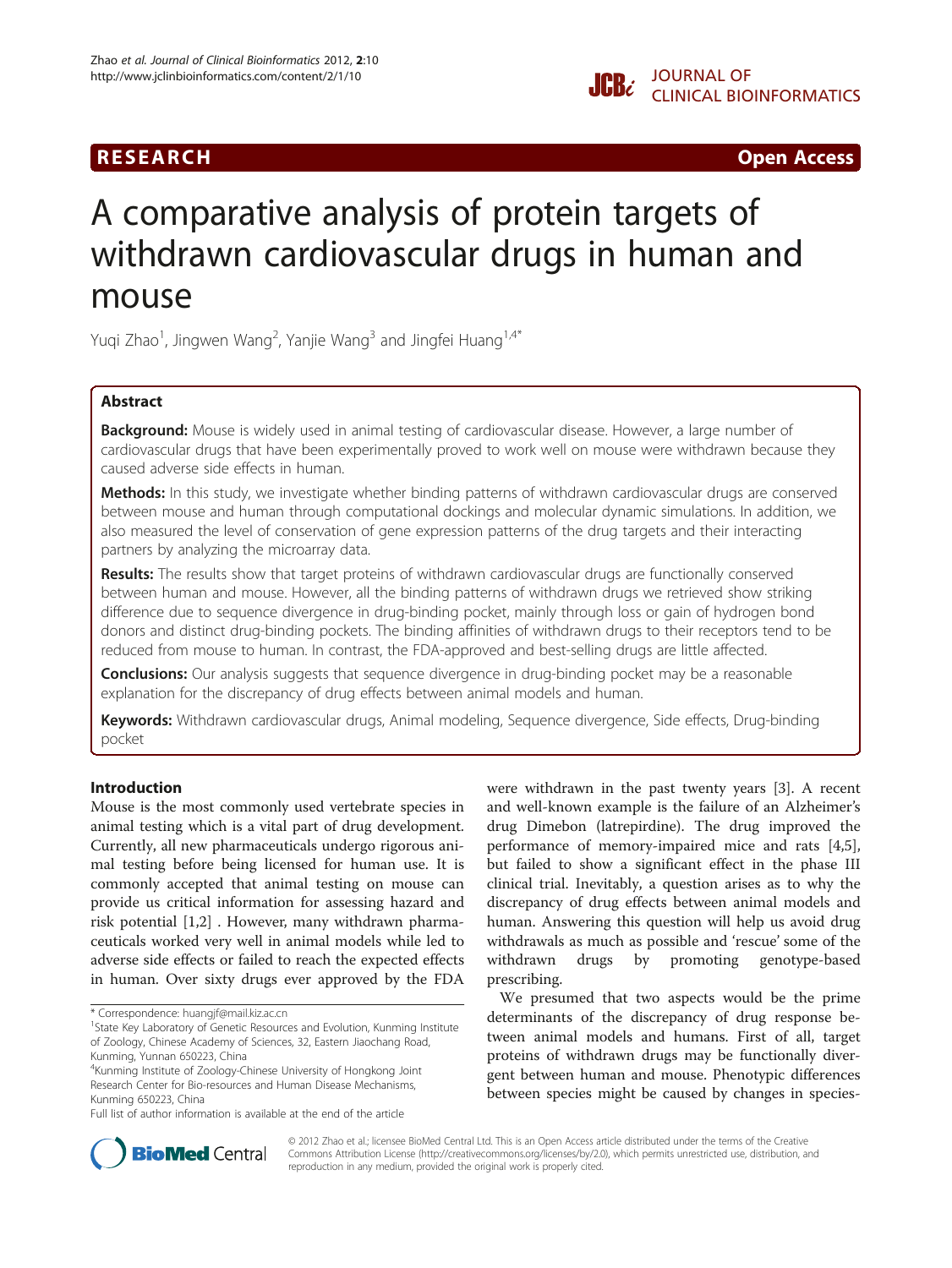RESEARCH Open Access

# A comparative analysis of protein targets of withdrawn cardiovascular drugs in human and mouse

Yuqi Zhao[1], Jingwen Wang[2], Yanjie Wang[3] and Jingfei Huang[1,4*]

## Abstract

**Background:** Mouse is widely used in animal testing of cardiovascular disease. However, a large number of cardiovascular drugs that have been experimentally proved to work well on mouse were withdrawn because they caused adverse side effects in human.

**Methods:** In this study, we investigate whether binding patterns of withdrawn cardiovascular drugs are conserved between mouse and human through computational dockings and molecular dynamic simulations. In addition, we also measured the level of conservation of gene expression patterns of the drug targets and their interacting partners by analyzing the microarray data.

**Results:** The results show that target proteins of withdrawn cardiovascular drugs are functionally conserved between human and mouse. However, all the binding patterns of withdrawn drugs we retrieved show striking difference due to sequence divergence in drug-binding pocket, mainly through loss or gain of hydrogen bond donors and distinct drug-binding pockets. The binding affinities of withdrawn drugs to their receptors tend to be reduced from mouse to human. In contrast, the FDA-approved and best-selling drugs are little affected.

**Conclusions:** Our analysis suggests that sequence divergence in drug-binding pocket may be a reasonable explanation for the discrepancy of drug effects between animal models and human.

**Keywords:** Withdrawn cardiovascular drugs, Animal modeling, Sequence divergence, Side effects, Drug-binding pocket

## Introduction

Mouse is the most commonly used vertebrate species in animal testing which is a vital part of drug development. Currently, all new pharmaceuticals undergo rigorous animal testing before being licensed for human use. It is commonly accepted that animal testing on mouse can provide us critical information for assessing hazard and risk potential [1,2] . However, many withdrawn pharmaceuticals worked very well in animal models while led to adverse side effects or failed to reach the expected effects in human. Over sixty drugs ever approved by the FDA were withdrawn in the past twenty years [3]. A recent and well-known example is the failure of an Alzheimer's drug Dimebon (latrepirdine). The drug improved the performance of memory-impaired mice and rats [4,5], but failed to show a significant effect in the phase III clinical trial. Inevitably, a question arises as to why the discrepancy of drug effects between animal models and human. Answering this question will help us avoid drug withdrawals as much as possible and 'rescue' some of the withdrawn drugs by promoting genotype-based prescribing.

We presumed that two aspects would be the prime determinants of the discrepancy of drug response between animal models and humans. First of all, target proteins of withdrawn drugs may be functionally divergent between human and mouse. Phenotypic differences between species might be caused by changes in species-

\* Correspondence: huangjf@mail.kiz.ac.cn
[1]State Key Laboratory of Genetic Resources and Evolution, Kunming Institute of Zoology, Chinese Academy of Sciences, 32, Eastern Jiaochang Road, Kunming, Yunnan 650223, China
[4]Kunming Institute of Zoology-Chinese University of Hongkong Joint Research Center for Bio-resources and Human Disease Mechanisms, Kunming 650223, China
Full list of author information is available at the end of the article

© 2012 Zhao et al.; licensee BioMed Central Ltd. This is an Open Access article distributed under the terms of the Creative Commons Attribution License (http://creativecommons.org/licenses/by/2.0), which permits unrestricted use, distribution, and reproduction in any medium, provided the original work is properly cited.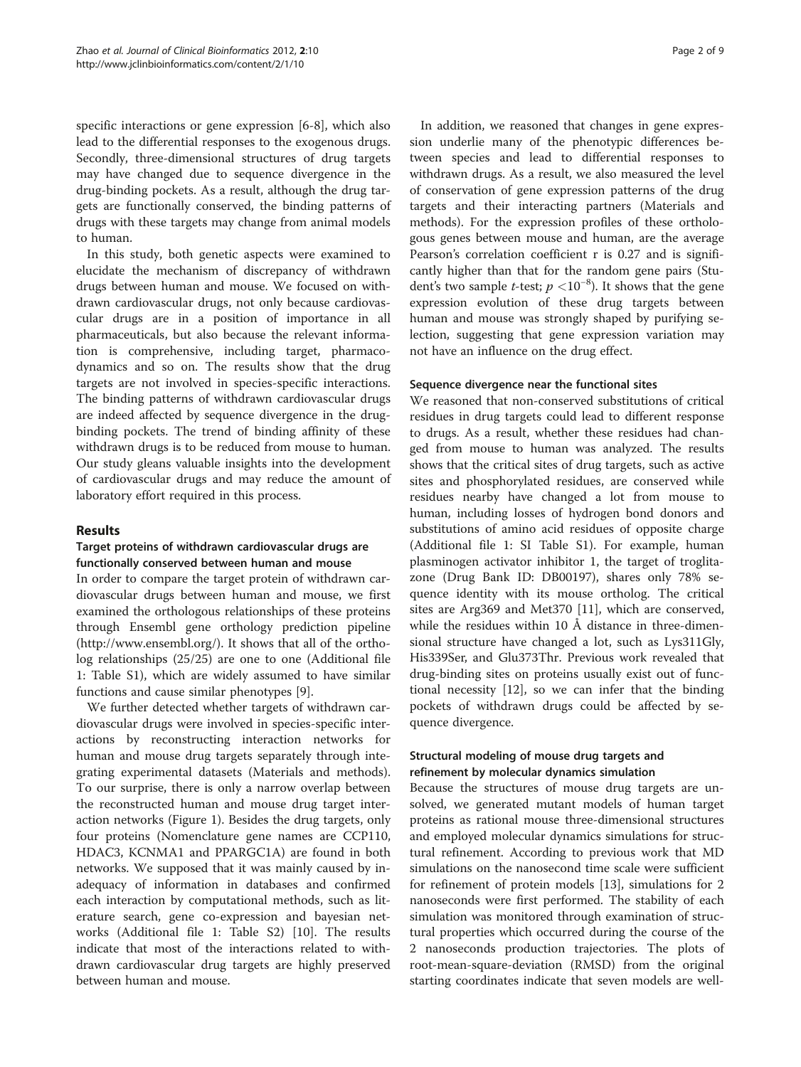specific interactions or gene expression [6-8], which also lead to the differential responses to the exogenous drugs. Secondly, three-dimensional structures of drug targets may have changed due to sequence divergence in the drug-binding pockets. As a result, although the drug targets are functionally conserved, the binding patterns of drugs with these targets may change from animal models to human.

In this study, both genetic aspects were examined to elucidate the mechanism of discrepancy of withdrawn drugs between human and mouse. We focused on withdrawn cardiovascular drugs, not only because cardiovascular drugs are in a position of importance in all pharmaceuticals, but also because the relevant information is comprehensive, including target, pharmacodynamics and so on. The results show that the drug targets are not involved in species-specific interactions. The binding patterns of withdrawn cardiovascular drugs are indeed affected by sequence divergence in the drug-binding pockets. The trend of binding affinity of these withdrawn drugs is to be reduced from mouse to human. Our study gleans valuable insights into the development of cardiovascular drugs and may reduce the amount of laboratory effort required in this process.

## Results

### Target proteins of withdrawn cardiovascular drugs are functionally conserved between human and mouse

In order to compare the target protein of withdrawn cardiovascular drugs between human and mouse, we first examined the orthologous relationships of these proteins through Ensembl gene orthology prediction pipeline (http://www.ensembl.org/). It shows that all of the ortholog relationships (25/25) are one to one (Additional file 1: Table S1), which are widely assumed to have similar functions and cause similar phenotypes [9].

We further detected whether targets of withdrawn cardiovascular drugs were involved in species-specific interactions by reconstructing interaction networks for human and mouse drug targets separately through integrating experimental datasets (Materials and methods). To our surprise, there is only a narrow overlap between the reconstructed human and mouse drug target interaction networks (Figure 1). Besides the drug targets, only four proteins (Nomenclature gene names are CCP110, HDAC3, KCNMA1 and PPARGC1A) are found in both networks. We supposed that it was mainly caused by inadequacy of information in databases and confirmed each interaction by computational methods, such as literature search, gene co-expression and bayesian networks (Additional file 1: Table S2) [10]. The results indicate that most of the interactions related to withdrawn cardiovascular drug targets are highly preserved between human and mouse.

In addition, we reasoned that changes in gene expression underlie many of the phenotypic differences between species and lead to differential responses to withdrawn drugs. As a result, we also measured the level of conservation of gene expression patterns of the drug targets and their interacting partners (Materials and methods). For the expression profiles of these orthologous genes between mouse and human, are the average Pearson's correlation coefficient r is 0.27 and is significantly higher than that for the random gene pairs (Student's two sample *t*-test; $p < 10^{-8}$). It shows that the gene expression evolution of these drug targets between human and mouse was strongly shaped by purifying selection, suggesting that gene expression variation may not have an influence on the drug effect.

### Sequence divergence near the functional sites

We reasoned that non-conserved substitutions of critical residues in drug targets could lead to different response to drugs. As a result, whether these residues had changed from mouse to human was analyzed. The results shows that the critical sites of drug targets, such as active sites and phosphorylated residues, are conserved while residues nearby have changed a lot from mouse to human, including losses of hydrogen bond donors and substitutions of amino acid residues of opposite charge (Additional file 1: SI Table S1). For example, human plasminogen activator inhibitor 1, the target of troglitazone (Drug Bank ID: DB00197), shares only 78% sequence identity with its mouse ortholog. The critical sites are Arg369 and Met370 [11], which are conserved, while the residues within 10 Å distance in three-dimensional structure have changed a lot, such as Lys311Gly, His339Ser, and Glu373Thr. Previous work revealed that drug-binding sites on proteins usually exist out of functional necessity [12], so we can infer that the binding pockets of withdrawn drugs could be affected by sequence divergence.

### Structural modeling of mouse drug targets and refinement by molecular dynamics simulation

Because the structures of mouse drug targets are unsolved, we generated mutant models of human target proteins as rational mouse three-dimensional structures and employed molecular dynamics simulations for structural refinement. According to previous work that MD simulations on the nanosecond time scale were sufficient for refinement of protein models [13], simulations for 2 nanoseconds were first performed. The stability of each simulation was monitored through examination of structural properties which occurred during the course of the 2 nanoseconds production trajectories. The plots of root-mean-square-deviation (RMSD) from the original starting coordinates indicate that seven models are well-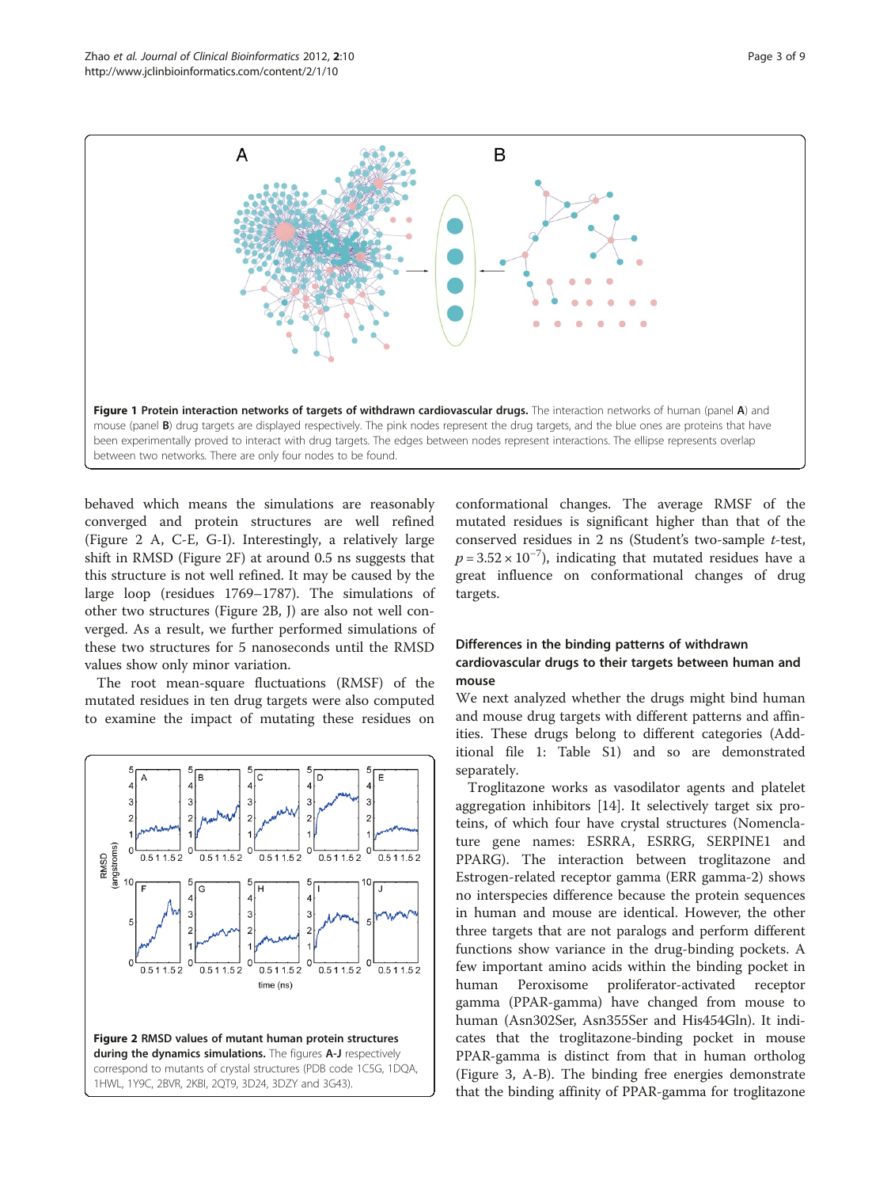**Figure 1 Protein interaction networks of targets of withdrawn cardiovascular drugs.** The interaction networks of human (panel **A**) and mouse (panel **B**) drug targets are displayed respectively. The pink nodes represent the drug targets, and the blue ones are proteins that have been experimentally proved to interact with drug targets. The edges between nodes represent interactions. The ellipse represents overlap between two networks. There are only four nodes to be found.

behaved which means the simulations are reasonably converged and protein structures are well refined (Figure 2 A, C-E, G-I). Interestingly, a relatively large shift in RMSD (Figure 2F) at around 0.5 ns suggests that this structure is not well refined. It may be caused by the large loop (residues 1769–1787). The simulations of other two structures (Figure 2B, J) are also not well converged. As a result, we further performed simulations of these two structures for 5 nanoseconds until the RMSD values show only minor variation.

The root mean-square fluctuations (RMSF) of the mutated residues in ten drug targets were also computed to examine the impact of mutating these residues on conformational changes. The average RMSF of the mutated residues is significant higher than that of the conserved residues in 2 ns (Student's two-sample *t*-test, $p = 3.52 \times 10^{-7}$), indicating that mutated residues have a great influence on conformational changes of drug targets.

**Figure 2 RMSD values of mutant human protein structures during the dynamics simulations.** The figures **A-J** respectively correspond to mutants of crystal structures (PDB code 1C5G, 1DQA, 1HWL, 1Y9C, 2BVR, 2KBI, 2QT9, 3D24, 3DZY and 3G43).

### Differences in the binding patterns of withdrawn cardiovascular drugs to their targets between human and mouse

We next analyzed whether the drugs might bind human and mouse drug targets with different patterns and affinities. These drugs belong to different categories (Additional file 1: Table S1) and so are demonstrated separately.

Troglitazone works as vasodilator agents and platelet aggregation inhibitors [14]. It selectively target six proteins, of which four have crystal structures (Nomenclature gene names: ESRRA, ESRRG, SERPINE1 and PPARG). The interaction between troglitazone and Estrogen-related receptor gamma (ERR gamma-2) shows no interspecies difference because the protein sequences in human and mouse are identical. However, the other three targets that are not paralogs and perform different functions show variance in the drug-binding pockets. A few important amino acids within the binding pocket in human Peroxisome proliferator-activated receptor gamma (PPAR-gamma) have changed from mouse to human (Asn302Ser, Asn355Ser and His454Gln). It indicates that the troglitazone-binding pocket in mouse PPAR-gamma is distinct from that in human ortholog (Figure 3, A-B). The binding free energies demonstrate that the binding affinity of PPAR-gamma for troglitazone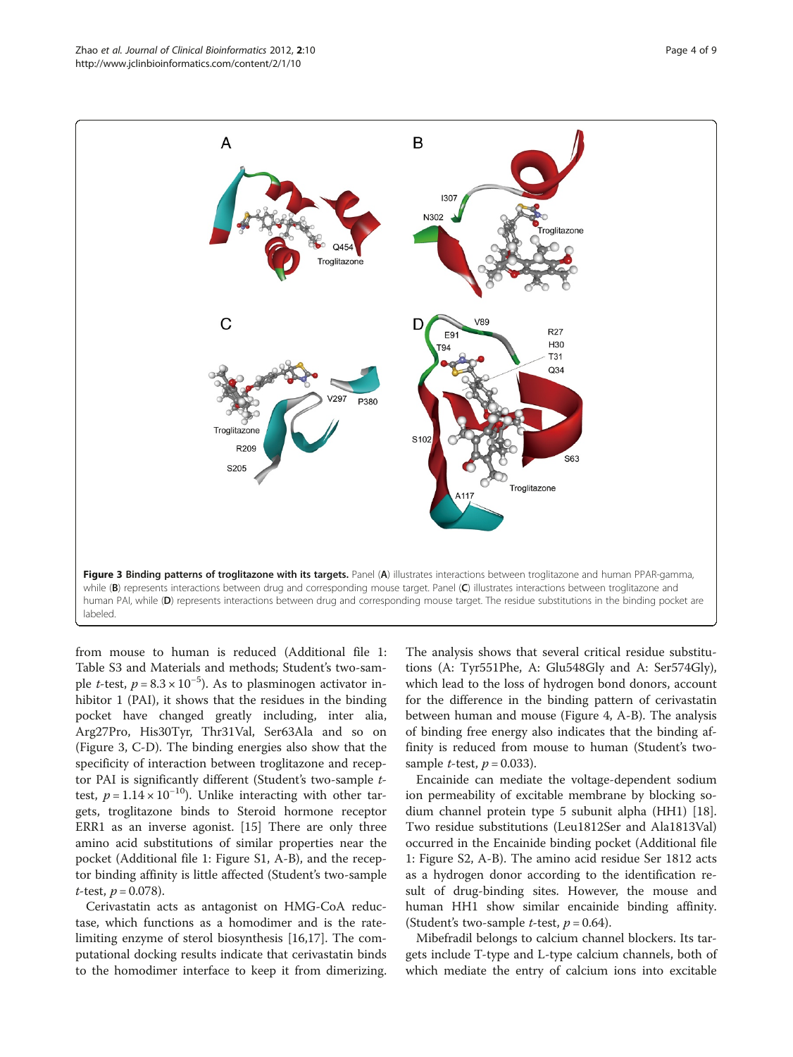**Figure 3 Binding patterns of troglitazone with its targets.** Panel (**A**) illustrates interactions between troglitazone and human PPAR-gamma, while (**B**) represents interactions between drug and corresponding mouse target. Panel (**C**) illustrates interactions between troglitazone and human PAI, while (**D**) represents interactions between drug and corresponding mouse target. The residue substitutions in the binding pocket are labeled.

from mouse to human is reduced (Additional file 1: Table S3 and Materials and methods; Student's two-sample *t*-test, $p = 8.3 \times 10^{-5}$). As to plasminogen activator inhibitor 1 (PAI), it shows that the residues in the binding pocket have changed greatly including, inter alia, Arg27Pro, His30Tyr, Thr31Val, Ser63Ala and so on (Figure 3, C-D). The binding energies also show that the specificity of interaction between troglitazone and receptor PAI is significantly different (Student's two-sample *t*-test, $p = 1.14 \times 10^{-10}$). Unlike interacting with other targets, troglitazone binds to Steroid hormone receptor ERR1 as an inverse agonist. [15] There are only three amino acid substitutions of similar properties near the pocket (Additional file 1: Figure S1, A-B), and the receptor binding affinity is little affected (Student's two-sample *t*-test, $p = 0.078$).

Cerivastatin acts as antagonist on HMG-CoA reductase, which functions as a homodimer and is the rate-limiting enzyme of sterol biosynthesis [16,17]. The computational docking results indicate that cerivastatin binds to the homodimer interface to keep it from dimerizing. The analysis shows that several critical residue substitutions (A: Tyr551Phe, A: Glu548Gly and A: Ser574Gly), which lead to the loss of hydrogen bond donors, account for the difference in the binding pattern of cerivastatin between human and mouse (Figure 4, A-B). The analysis of binding free energy also indicates that the binding affinity is reduced from mouse to human (Student's two-sample *t*-test, $p = 0.033$).

Encainide can mediate the voltage-dependent sodium ion permeability of excitable membrane by blocking sodium channel protein type 5 subunit alpha (HH1) [18]. Two residue substitutions (Leu1812Ser and Ala1813Val) occurred in the Encainide binding pocket (Additional file 1: Figure S2, A-B). The amino acid residue Ser 1812 acts as a hydrogen donor according to the identification result of drug-binding sites. However, the mouse and human HH1 show similar encainide binding affinity. (Student's two-sample *t*-test, $p = 0.64$).

Mibefradil belongs to calcium channel blockers. Its targets include T-type and L-type calcium channels, both of which mediate the entry of calcium ions into excitable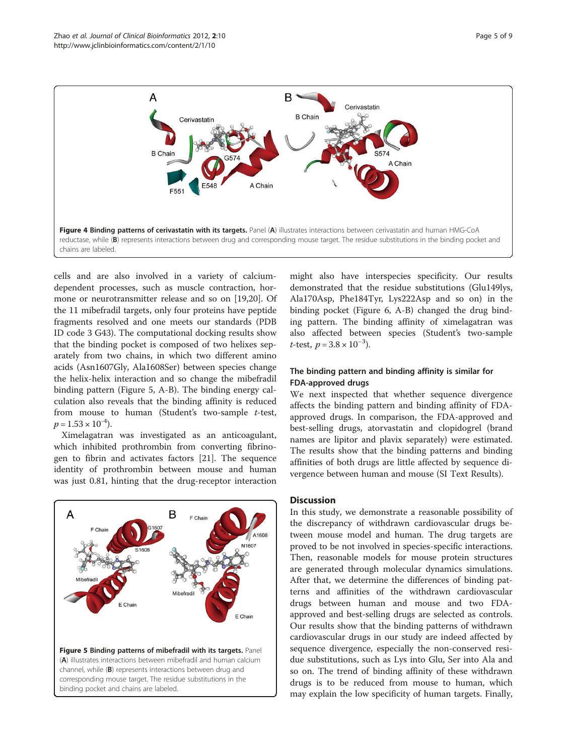Figure 4 Binding patterns of cerivastatin with its targets. Panel (A) illustrates interactions between cerivastatin and human HMG-CoA reductase, while (B) represents interactions between drug and corresponding mouse target. The residue substitutions in the binding pocket and chains are labeled.

cells and are also involved in a variety of calcium-dependent processes, such as muscle contraction, hormone or neurotransmitter release and so on [19,20]. Of the 11 mibefradil targets, only four proteins have peptide fragments resolved and one meets our standards (PDB ID code 3 G43). The computational docking results show that the binding pocket is composed of two helixes separately from two chains, in which two different amino acids (Asn1607Gly, Ala1608Ser) between species change the helix-helix interaction and so change the mibefradil binding pattern (Figure 5, A-B). The binding energy calculation also reveals that the binding affinity is reduced from mouse to human (Student's two-sample *t*-test, $p = 1.53 \times 10^{-4}$).

Ximelagatran was investigated as an anticoagulant, which inhibited prothrombin from converting fibrinogen to fibrin and activates factors [21]. The sequence identity of prothrombin between mouse and human was just 0.81, hinting that the drug-receptor interaction might also have interspecies specificity. Our results demonstrated that the residue substitutions (Glu149lys, Ala170Asp, Phe184Tyr, Lys222Asp and so on) in the binding pocket (Figure 6, A-B) changed the drug binding pattern. The binding affinity of ximelagatran was also affected between species (Student's two-sample *t*-test, $p = 3.8 \times 10^{-3}$).

Figure 5 Binding patterns of mibefradil with its targets. Panel (A) illustrates interactions between mibefradil and human calcium channel, while (B) represents interactions between drug and corresponding mouse target. The residue substitutions in the binding pocket and chains are labeled.

### The binding pattern and binding affinity is similar for FDA-approved drugs

We next inspected that whether sequence divergence affects the binding pattern and binding affinity of FDA-approved drugs. In comparison, the FDA-approved and best-selling drugs, atorvastatin and clopidogrel (brand names are lipitor and plavix separately) were estimated. The results show that the binding patterns and binding affinities of both drugs are little affected by sequence divergence between human and mouse (SI Text Results).

## Discussion

In this study, we demonstrate a reasonable possibility of the discrepancy of withdrawn cardiovascular drugs between mouse model and human. The drug targets are proved to be not involved in species-specific interactions. Then, reasonable models for mouse protein structures are generated through molecular dynamics simulations. After that, we determine the differences of binding patterns and affinities of the withdrawn cardiovascular drugs between human and mouse and two FDA-approved and best-selling drugs are selected as controls. Our results show that the binding patterns of withdrawn cardiovascular drugs in our study are indeed affected by sequence divergence, especially the non-conserved residue substitutions, such as Lys into Glu, Ser into Ala and so on. The trend of binding affinity of these withdrawn drugs is to be reduced from mouse to human, which may explain the low specificity of human targets. Finally,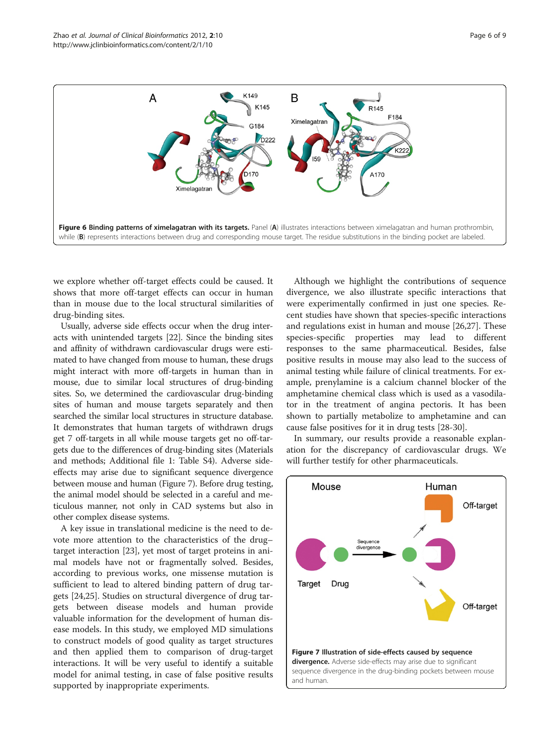A

K149

K145

G184

D222

D170

Ximelagatran

B

R145

F184

Ximelagatran

I59

K222

A170

**Figure 6 Binding patterns of ximelagatran with its targets.** Panel (**A**) illustrates interactions between ximelagatran and human prothrombin, while (**B**) represents interactions between drug and corresponding mouse target. The residue substitutions in the binding pocket are labeled.

we explore whether off-target effects could be caused. It shows that more off-target effects can occur in human than in mouse due to the local structural similarities of drug-binding sites.

Usually, adverse side effects occur when the drug interacts with unintended targets [22]. Since the binding sites and affinity of withdrawn cardiovascular drugs were estimated to have changed from mouse to human, these drugs might interact with more off-targets in human than in mouse, due to similar local structures of drug-binding sites. So, we determined the cardiovascular drug-binding sites of human and mouse targets separately and then searched the similar local structures in structure database. It demonstrates that human targets of withdrawn drugs get 7 off-targets in all while mouse targets get no off-targets due to the differences of drug-binding sites (Materials and methods; Additional file 1: Table S4). Adverse side-effects may arise due to significant sequence divergence between mouse and human (Figure 7). Before drug testing, the animal model should be selected in a careful and meticulous manner, not only in CAD systems but also in other complex disease systems.

A key issue in translational medicine is the need to devote more attention to the characteristics of the drug–target interaction [23], yet most of target proteins in animal models have not or fragmentally solved. Besides, according to previous works, one missense mutation is sufficient to lead to altered binding pattern of drug targets [24,25]. Studies on structural divergence of drug targets between disease models and human provide valuable information for the development of human disease models. In this study, we employed MD simulations to construct models of good quality as target structures and then applied them to comparison of drug-target interactions. It will be very useful to identify a suitable model for animal testing, in case of false positive results supported by inappropriate experiments.

Although we highlight the contributions of sequence divergence, we also illustrate specific interactions that were experimentally confirmed in just one species. Recent studies have shown that species-specific interactions and regulations exist in human and mouse [26,27]. These species-specific properties may lead to different responses to the same pharmaceutical. Besides, false positive results in mouse may also lead to the success of animal testing while failure of clinical treatments. For example, prenylamine is a calcium channel blocker of the amphetamine chemical class which is used as a vasodilator in the treatment of angina pectoris. It has been shown to partially metabolize to amphetamine and can cause false positives for it in drug tests [28-30].

In summary, our results provide a reasonable explanation for the discrepancy of cardiovascular drugs. We will further testify for other pharmaceuticals.

Mouse

Human

Off-target

Sequence divergence

Target

Drug

Off-target

**Figure 7 Illustration of side-effects caused by sequence divergence.** Adverse side-effects may arise due to significant sequence divergence in the drug-binding pockets between mouse and human.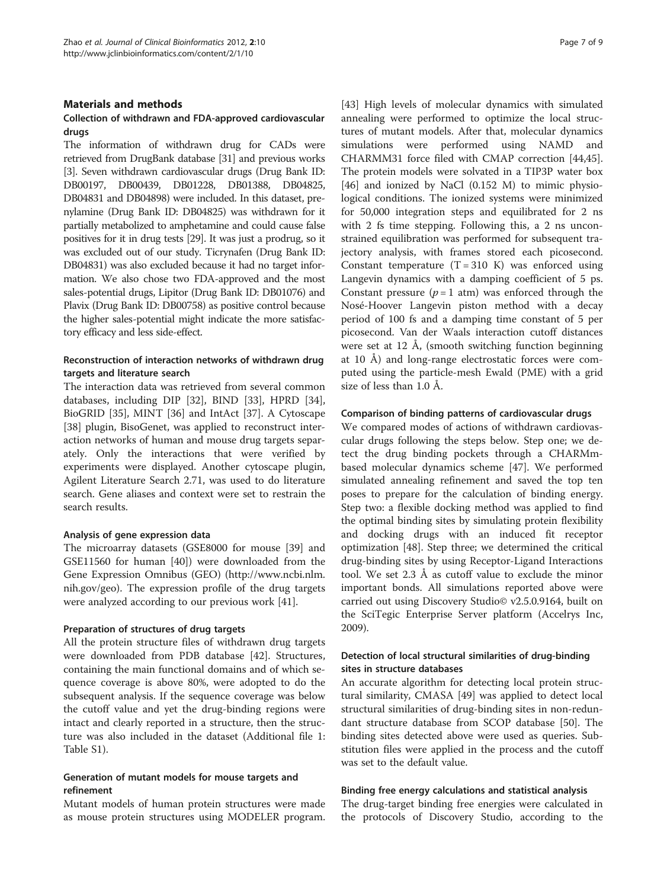## Materials and methods

### Collection of withdrawn and FDA-approved cardiovascular drugs

The information of withdrawn drug for CADs were retrieved from DrugBank database [31] and previous works [3]. Seven withdrawn cardiovascular drugs (Drug Bank ID: DB00197, DB00439, DB01228, DB01388, DB04825, DB04831 and DB04898) were included. In this dataset, prenylamine (Drug Bank ID: DB04825) was withdrawn for it partially metabolized to amphetamine and could cause false positives for it in drug tests [29]. It was just a prodrug, so it was excluded out of our study. Ticrynafen (Drug Bank ID: DB04831) was also excluded because it had no target information. We also chose two FDA-approved and the most sales-potential drugs, Lipitor (Drug Bank ID: DB01076) and Plavix (Drug Bank ID: DB00758) as positive control because the higher sales-potential might indicate the more satisfactory efficacy and less side-effect.

### Reconstruction of interaction networks of withdrawn drug targets and literature search

The interaction data was retrieved from several common databases, including DIP [32], BIND [33], HPRD [34], BioGRID [35], MINT [36] and IntAct [37]. A Cytoscape [38] plugin, BisoGenet, was applied to reconstruct interaction networks of human and mouse drug targets separately. Only the interactions that were verified by experiments were displayed. Another cytoscape plugin, Agilent Literature Search 2.71, was used to do literature search. Gene aliases and context were set to restrain the search results.

### Analysis of gene expression data

The microarray datasets (GSE8000 for mouse [39] and GSE11560 for human [40]) were downloaded from the Gene Expression Omnibus (GEO) (http://www.ncbi.nlm.nih.gov/geo). The expression profile of the drug targets were analyzed according to our previous work [41].

### Preparation of structures of drug targets

All the protein structure files of withdrawn drug targets were downloaded from PDB database [42]. Structures, containing the main functional domains and of which sequence coverage is above 80%, were adopted to do the subsequent analysis. If the sequence coverage was below the cutoff value and yet the drug-binding regions were intact and clearly reported in a structure, then the structure was also included in the dataset (Additional file 1: Table S1).

### Generation of mutant models for mouse targets and refinement

Mutant models of human protein structures were made as mouse protein structures using MODELER program. [43] High levels of molecular dynamics with simulated annealing were performed to optimize the local structures of mutant models. After that, molecular dynamics simulations were performed using NAMD and CHARMM31 force filed with CMAP correction [44,45]. The protein models were solvated in a TIP3P water box [46] and ionized by NaCl (0.152 M) to mimic physiological conditions. The ionized systems were minimized for 50,000 integration steps and equilibrated for 2 ns with 2 fs time stepping. Following this, a 2 ns unconstrained equilibration was performed for subsequent trajectory analysis, with frames stored each picosecond. Constant temperature ($T = 310$ K) was enforced using Langevin dynamics with a damping coefficient of 5 ps. Constant pressure ($p = 1$ atm) was enforced through the Nosé-Hoover Langevin piston method with a decay period of 100 fs and a damping time constant of 5 per picosecond. Van der Waals interaction cutoff distances were set at 12 Å, (smooth switching function beginning at 10 Å) and long-range electrostatic forces were computed using the particle-mesh Ewald (PME) with a grid size of less than 1.0 Å.

### Comparison of binding patterns of cardiovascular drugs

We compared modes of actions of withdrawn cardiovascular drugs following the steps below. Step one; we detect the drug binding pockets through a CHARMm-based molecular dynamics scheme [47]. We performed simulated annealing refinement and saved the top ten poses to prepare for the calculation of binding energy. Step two: a flexible docking method was applied to find the optimal binding sites by simulating protein flexibility and docking drugs with an induced fit receptor optimization [48]. Step three; we determined the critical drug-binding sites by using Receptor-Ligand Interactions tool. We set 2.3 Å as cutoff value to exclude the minor important bonds. All simulations reported above were carried out using Discovery Studio© v2.5.0.9164, built on the SciTegic Enterprise Server platform (Accelrys Inc, 2009).

### Detection of local structural similarities of drug-binding sites in structure databases

An accurate algorithm for detecting local protein structural similarity, CMASA [49] was applied to detect local structural similarities of drug-binding sites in non-redundant structure database from SCOP database [50]. The binding sites detected above were used as queries. Substitution files were applied in the process and the cutoff was set to the default value.

### Binding free energy calculations and statistical analysis

The drug-target binding free energies were calculated in the protocols of Discovery Studio, according to the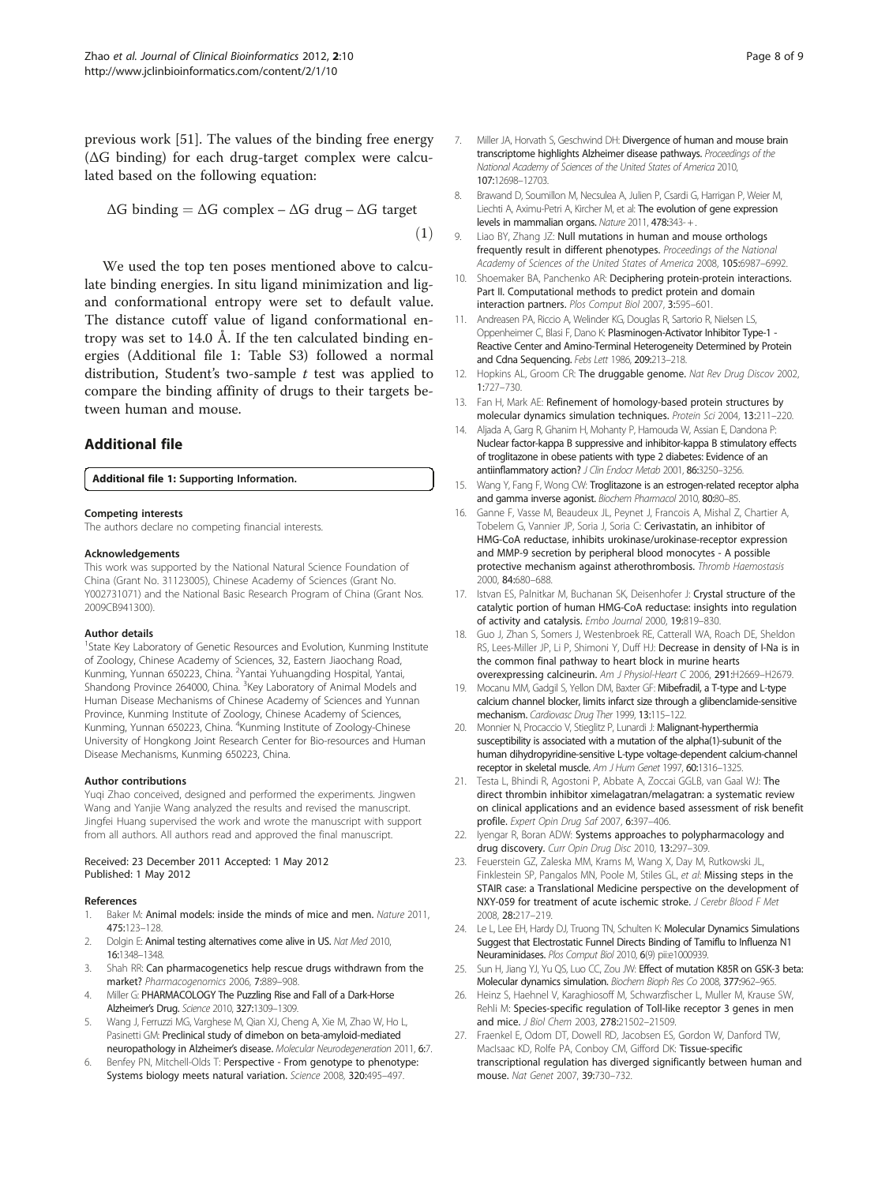previous work [51]. The values of the binding free energy (ΔG binding) for each drug-target complex were calculated based on the following equation:

$$\Delta G \text{ binding} = \Delta G \text{ complex} - \Delta G \text{ drug} - \Delta G \text{ target} \quad (1)$$

We used the top ten poses mentioned above to calculate binding energies. In situ ligand minimization and ligand conformational entropy were set to default value. The distance cutoff value of ligand conformational entropy was set to 14.0 Å. If the ten calculated binding energies (Additional file 1: Table S3) followed a normal distribution, Student's two-sample *t* test was applied to compare the binding affinity of drugs to their targets between human and mouse.

## Additional file

**Additional file 1: Supporting Information.**

#### Competing interests

The authors declare no competing financial interests.

#### Acknowledgements

This work was supported by the National Natural Science Foundation of China (Grant No. 31123005), Chinese Academy of Sciences (Grant No. Y002731071) and the National Basic Research Program of China (Grant Nos. 2009CB941300).

#### Author details

[1]State Key Laboratory of Genetic Resources and Evolution, Kunming Institute of Zoology, Chinese Academy of Sciences, 32, Eastern Jiaochang Road, Kunming, Yunnan 650223, China. [2]Yantai Yuhuangding Hospital, Yantai, Shandong Province 264000, China. [3]Key Laboratory of Animal Models and Human Disease Mechanisms of Chinese Academy of Sciences and Yunnan Province, Kunming Institute of Zoology, Chinese Academy of Sciences, Kunming, Yunnan 650223, China. [4]Kunming Institute of Zoology-Chinese University of Hongkong Joint Research Center for Bio-resources and Human Disease Mechanisms, Kunming 650223, China.

#### Author contributions

Yuqi Zhao conceived, designed and performed the experiments. Jingwen Wang and Yanjie Wang analyzed the results and revised the manuscript. Jingfei Huang supervised the work and wrote the manuscript with support from all authors. All authors read and approved the final manuscript.

Received: 23 December 2011 Accepted: 1 May 2012
Published: 1 May 2012

#### References

1. Baker M: **Animal models: inside the minds of mice and men.** *Nature* 2011, **475:**123–128.
2. Dolgin E: **Animal testing alternatives come alive in US.** *Nat Med* 2010, **16:**1348–1348.
3. Shah RR: **Can pharmacogenetics help rescue drugs withdrawn from the market?** *Pharmacogenomics* 2006, **7:**889–908.
4. Miller G: **PHARMACOLOGY The Puzzling Rise and Fall of a Dark-Horse Alzheimer's Drug.** *Science* 2010, **327:**1309–1309.
5. Wang J, Ferruzzi MG, Varghese M, Qian XJ, Cheng A, Xie M, Zhao W, Ho L, Pasinetti GM: **Preclinical study of dimebon on beta-amyloid-mediated neuropathology in Alzheimer's disease.** *Molecular Neurodegeneration* 2011, **6:**7.
6. Benfey PN, Mitchell-Olds T: **Perspective - From genotype to phenotype: Systems biology meets natural variation.** *Science* 2008, **320:**495–497.
7. Miller JA, Horvath S, Geschwind DH: **Divergence of human and mouse brain transcriptome highlights Alzheimer disease pathways.** *Proceedings of the National Academy of Sciences of the United States of America* 2010, **107:**12698–12703.
8. Brawand D, Soumillon M, Necsulea A, Julien P, Csardi G, Harrigan P, Weier M, Liechti A, Aximu-Petri A, Kircher M, et al: **The evolution of gene expression levels in mammalian organs.** *Nature* 2011, **478:**343-+.
9. Liao BY, Zhang JZ: **Null mutations in human and mouse orthologs frequently result in different phenotypes.** *Proceedings of the National Academy of Sciences of the United States of America* 2008, **105:**6987–6992.
10. Shoemaker BA, Panchenko AR: **Deciphering protein-protein interactions. Part II. Computational methods to predict protein and domain interaction partners.** *Plos Comput Biol* 2007, **3:**595–601.
11. Andreasen PA, Riccio A, Welinder KG, Douglas R, Sartorio R, Nielsen LS, Oppenheimer C, Blasi F, Dano K: **Plasminogen-Activator Inhibitor Type-1 - Reactive Center and Amino-Terminal Heterogeneity Determined by Protein and Cdna Sequencing.** *Febs Lett* 1986, **209:**213–218.
12. Hopkins AL, Groom CR: **The druggable genome.** *Nat Rev Drug Discov* 2002, **1:**727–730.
13. Fan H, Mark AE: **Refinement of homology-based protein structures by molecular dynamics simulation techniques.** *Protein Sci* 2004, **13:**211–220.
14. Aljada A, Garg R, Ghanim H, Mohanty P, Hamouda W, Assian E, Dandona P: **Nuclear factor-kappa B suppressive and inhibitor-kappa B stimulatory effects of troglitazone in obese patients with type 2 diabetes: Evidence of an antiinflammatory action?** *J Clin Endocr Metab* 2001, **86:**3250–3256.
15. Wang Y, Fang F, Wong CW: **Troglitazone is an estrogen-related receptor alpha and gamma inverse agonist.** *Biochem Pharmacol* 2010, **80:**80–85.
16. Ganne F, Vasse M, Beaudeux JL, Peynet J, Francois A, Mishal Z, Chartier A, Tobelem G, Vannier JP, Soria J, Soria C: **Cerivastatin, an inhibitor of HMG-CoA reductase, inhibits urokinase/urokinase-receptor expression and MMP-9 secretion by peripheral blood monocytes - A possible protective mechanism against atherothrombosis.** *Thromb Haemostasis* 2000, **84:**680–688.
17. Istvan ES, Palnitkar M, Buchanan SK, Deisenhofer J: **Crystal structure of the catalytic portion of human HMG-CoA reductase: insights into regulation of activity and catalysis.** *Embo Journal* 2000, **19:**819–830.
18. Guo J, Zhan S, Somers J, Westenbroek RE, Catterall WA, Roach DE, Sheldon RS, Lees-Miller JP, Li P, Shimoni Y, Duff HJ: **Decrease in density of I-Na is in the common final pathway to heart block in murine hearts overexpressing calcineurin.** *Am J Physiol-Heart C* 2006, **291:**H2669–H2679.
19. Mocanu MM, Gadgil S, Yellon DM, Baxter GF: **Mibefradil, a T-type and L-type calcium channel blocker, limits infarct size through a glibenclamide-sensitive mechanism.** *Cardiovasc Drug Ther* 1999, **13:**115–122.
20. Monnier N, Procaccio V, Stieglitz P, Lunardi J: **Malignant-hyperthermia susceptibility is associated with a mutation of the alpha(1)-subunit of the human dihydropyridine-sensitive L-type voltage-dependent calcium-channel receptor in skeletal muscle.** *Am J Hum Genet* 1997, **60:**1316–1325.
21. Testa L, Bhindi R, Agostoni P, Abbate A, Zoccai GGLB, van Gaal WJ: **The direct thrombin inhibitor ximelagatran/melagatran: a systematic review on clinical applications and an evidence based assessment of risk benefit profile.** *Expert Opin Drug Saf* 2007, **6:**397–406.
22. Iyengar R, Boran ADW: **Systems approaches to polypharmacology and drug discovery.** *Curr Opin Drug Disc* 2010, **13:**297–309.
23. Feuerstein GZ, Zaleska MM, Krams M, Wang X, Day M, Rutkowski JL, Finklestein SP, Pangalos MN, Poole M, Stiles GL, et al: **Missing steps in the STAIR case: a Translational Medicine perspective on the development of NXY-059 for treatment of acute ischemic stroke.** *J Cerebr Blood F Met* 2008, **28:**217–219.
24. Le L, Lee EH, Hardy DJ, Truong TN, Schulten K: **Molecular Dynamics Simulations Suggest that Electrostatic Funnel Directs Binding of Tamiflu to Influenza N1 Neuraminidases.** *Plos Comput Biol* 2010, **6**(9) pii:e1000939.
25. Sun H, Jiang YJ, Yu QS, Luo CC, Zou JW: **Effect of mutation K85R on GSK-3 beta: Molecular dynamics simulation.** *Biochem Bioph Res Co* 2008, **377:**962–965.
26. Heinz S, Haehnel V, Karaghiosoff M, Schwarzfischer L, Muller M, Krause SW, Rehli M: **Species-specific regulation of Toll-like receptor 3 genes in men and mice.** *J Biol Chem* 2003, **278:**21502–21509.
27. Fraenkel E, Odom DT, Dowell RD, Jacobsen ES, Gordon W, Danford TW, MacIsaac KD, Rolfe PA, Conboy CM, Gifford DK: **Tissue-specific transcriptional regulation has diverged significantly between human and mouse.** *Nat Genet* 2007, **39:**730–732.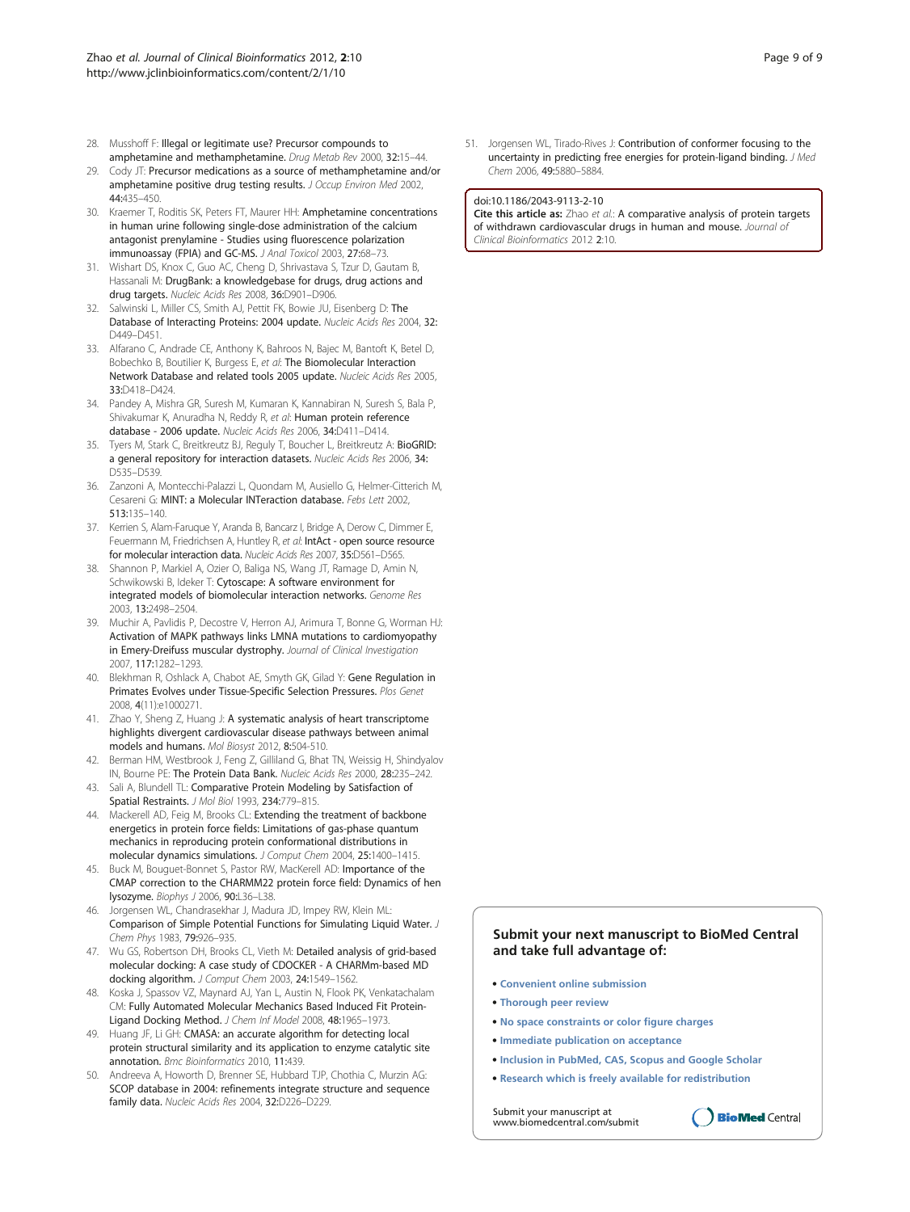28. Musshoff F: Illegal or legitimate use? Precursor compounds to amphetamine and methamphetamine. *Drug Metab Rev* 2000, 32:15–44.
29. Cody JT: Precursor medications as a source of methamphetamine and/or amphetamine positive drug testing results. *J Occup Environ Med* 2002, 44:435–450.
30. Kraemer T, Roditis SK, Peters FT, Maurer HH: Amphetamine concentrations in human urine following single-dose administration of the calcium antagonist prenylamine - Studies using fluorescence polarization immunoassay (FPIA) and GC-MS. *J Anal Toxicol* 2003, 27:68–73.
31. Wishart DS, Knox C, Guo AC, Cheng D, Shrivastava S, Tzur D, Gautam B, Hassanali M: DrugBank: a knowledgebase for drugs, drug actions and drug targets. *Nucleic Acids Res* 2008, 36:D901–D906.
32. Salwinski L, Miller CS, Smith AJ, Pettit FK, Bowie JU, Eisenberg D: The Database of Interacting Proteins: 2004 update. *Nucleic Acids Res* 2004, 32: D449–D451.
33. Alfarano C, Andrade CE, Anthony K, Bahroos N, Bajec M, Bantoft K, Betel D, Bobechko B, Boutilier K, Burgess E, *et al*: The Biomolecular Interaction Network Database and related tools 2005 update. *Nucleic Acids Res* 2005, 33:D418–D424.
34. Pandey A, Mishra GR, Suresh M, Kumaran K, Kannabiran N, Suresh S, Bala P, Shivakumar K, Anuradha N, Reddy R, *et al*: Human protein reference database - 2006 update. *Nucleic Acids Res* 2006, 34:D411–D414.
35. Tyers M, Stark C, Breitkreutz BJ, Reguly T, Boucher L, Breitkreutz A: BioGRID: a general repository for interaction datasets. *Nucleic Acids Res* 2006, 34: D535–D539.
36. Zanzoni A, Montecchi-Palazzi L, Quondam M, Ausiello G, Helmer-Citterich M, Cesareni G: MINT: a Molecular INTeraction database. *Febs Lett* 2002, 513:135–140.
37. Kerrien S, Alam-Faruque Y, Aranda B, Bancarz I, Bridge A, Derow C, Dimmer E, Feuermann M, Friedrichsen A, Huntley R, *et al*: IntAct - open source resource for molecular interaction data. *Nucleic Acids Res* 2007, 35:D561–D565.
38. Shannon P, Markiel A, Ozier O, Baliga NS, Wang JT, Ramage D, Amin N, Schwikowski B, Ideker T: Cytoscape: A software environment for integrated models of biomolecular interaction networks. *Genome Res* 2003, 13:2498–2504.
39. Muchir A, Pavlidis P, Decostre V, Herron AJ, Arimura T, Bonne G, Worman HJ: Activation of MAPK pathways links LMNA mutations to cardiomyopathy in Emery-Dreifuss muscular dystrophy. *Journal of Clinical Investigation* 2007, 117:1282–1293.
40. Blekhman R, Oshlack A, Chabot AE, Smyth GK, Gilad Y: Gene Regulation in Primates Evolves under Tissue-Specific Selection Pressures. *Plos Genet* 2008, 4(11):e1000271.
41. Zhao Y, Sheng Z, Huang J: A systematic analysis of heart transcriptome highlights divergent cardiovascular disease pathways between animal models and humans. *Mol Biosyst* 2012, 8:504-510.
42. Berman HM, Westbrook J, Feng Z, Gilliland G, Bhat TN, Weissig H, Shindyalov IN, Bourne PE: The Protein Data Bank. *Nucleic Acids Res* 2000, 28:235–242.
43. Sali A, Blundell TL: Comparative Protein Modeling by Satisfaction of Spatial Restraints. *J Mol Biol* 1993, 234:779–815.
44. Mackerell AD, Feig M, Brooks CL: Extending the treatment of backbone energetics in protein force fields: Limitations of gas-phase quantum mechanics in reproducing protein conformational distributions in molecular dynamics simulations. *J Comput Chem* 2004, 25:1400–1415.
45. Buck M, Bouguet-Bonnet S, Pastor RW, MacKerell AD: Importance of the CMAP correction to the CHARMM22 protein force field: Dynamics of hen lysozyme. *Biophys J* 2006, 90:L36–L38.
46. Jorgensen WL, Chandrasekhar J, Madura JD, Impey RW, Klein ML: Comparison of Simple Potential Functions for Simulating Liquid Water. *J Chem Phys* 1983, 79:926–935.
47. Wu GS, Robertson DH, Brooks CL, Vieth M: Detailed analysis of grid-based molecular docking: A case study of CDOCKER - A CHARMm-based MD docking algorithm. *J Comput Chem* 2003, 24:1549–1562.
48. Koska J, Spassov VZ, Maynard AJ, Yan L, Austin N, Flook PK, Venkatachalam CM: Fully Automated Molecular Mechanics Based Induced Fit Protein-Ligand Docking Method. *J Chem Inf Model* 2008, 48:1965–1973.
49. Huang JF, Li GH: CMASA: an accurate algorithm for detecting local protein structural similarity and its application to enzyme catalytic site annotation. *Bmc Bioinformatics* 2010, 11:439.
50. Andreeva A, Howorth D, Brenner SE, Hubbard TJP, Chothia C, Murzin AG: SCOP database in 2004: refinements integrate structure and sequence family data. *Nucleic Acids Res* 2004, 32:D226–D229.
51. Jorgensen WL, Tirado-Rives J: Contribution of conformer focusing to the uncertainty in predicting free energies for protein-ligand binding. *J Med Chem* 2006, 49:5880–5884.

doi:10.1186/2043-9113-2-10
**Cite this article as:** Zhao *et al.*: A comparative analysis of protein targets of withdrawn cardiovascular drugs in human and mouse. *Journal of Clinical Bioinformatics* 2012 2:10.

**Submit your next manuscript to BioMed Central and take full advantage of:**

- **Convenient online submission**
- **Thorough peer review**
- **No space constraints or color figure charges**
- **Immediate publication on acceptance**
- **Inclusion in PubMed, CAS, Scopus and Google Scholar**
- **Research which is freely available for redistribution**

Submit your manuscript at
www.biomedcentral.com/submit

BioMed Central